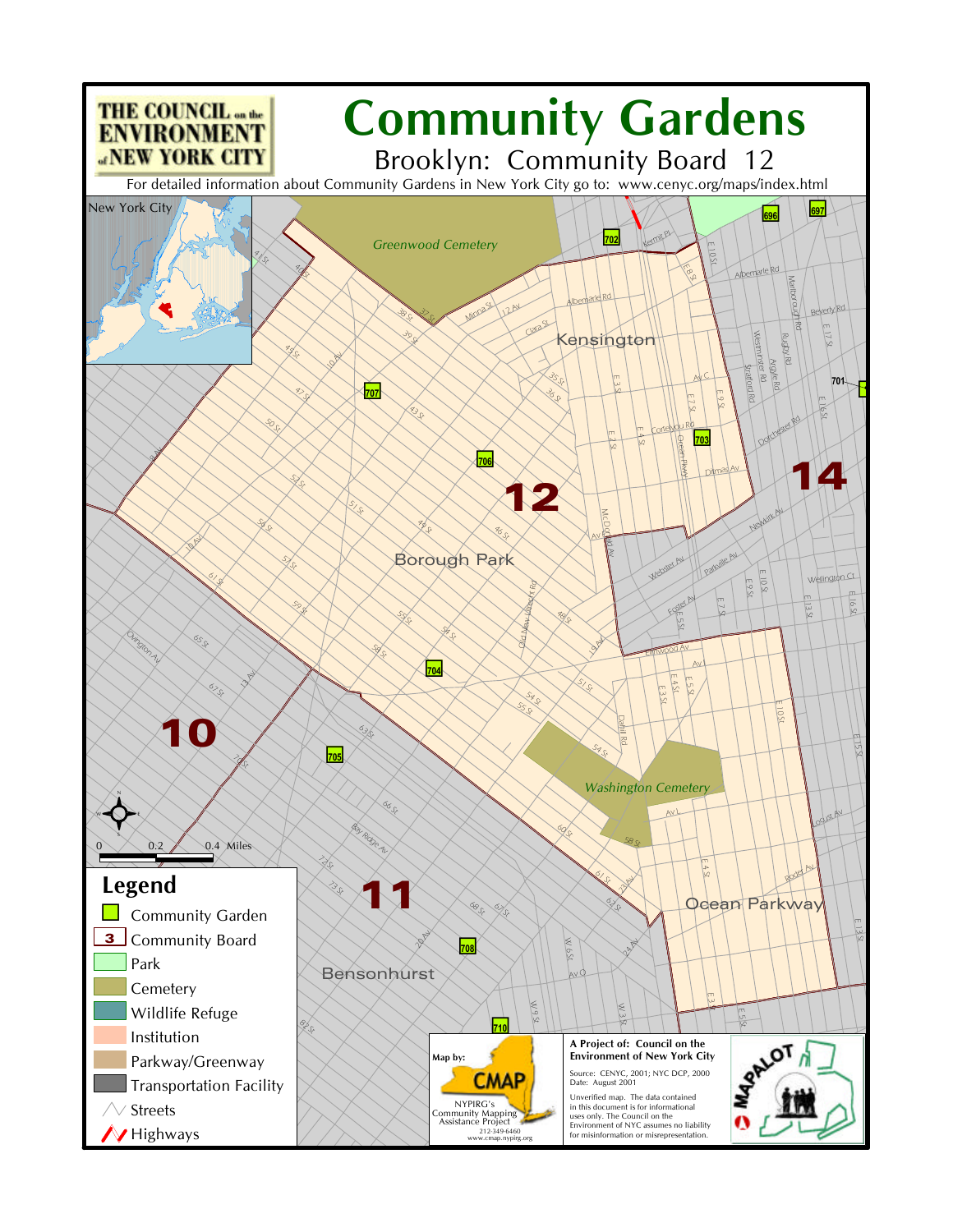# Community Gardens

## Brooklyn: Community Board 12

THE COUNCIL on the ENVIRONMENT of NEW YORK CITY

For detailed information about Community Gardens in New York City go to: www.cenyc.org/maps/index.html

## Legend

- Community Garden
- Community Board
- Park
- Cemetery
- Wildlife Refuge
- Institution
- Parkway/Greenway
- Transportation Facility
- Streets
- Highways

0 0.2 0.4 Miles

Map by: CMAP
NYPIRG's Community Mapping Assistance Project
212-349-6460
www.cmap.nypirg.org

**A Project of: Council on the Environment of New York City**

Source: CENYC, 2001; NYC DCP, 2000
Date: August 2001

Unverified map. The data contained in this document is for informational uses only. The Council on the Environment of NYC assumes no liability for misinformation or misrepresentation.

MAPALOT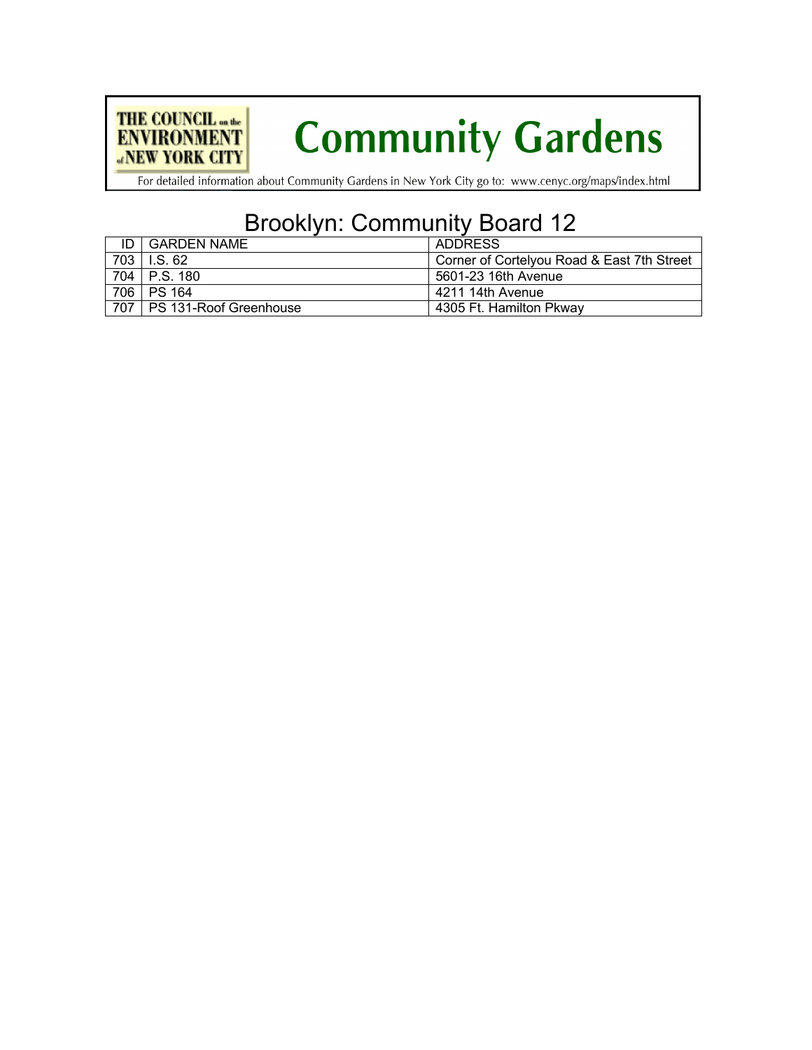THE COUNCIL on the ENVIRONMENT of NEW YORK CITY

# Community Gardens

For detailed information about Community Gardens in New York City go to: www.cenyc.org/maps/index.html

## Brooklyn: Community Board 12

| ID | GARDEN NAME | ADDRESS |
|---|---|---|
| 703 | I.S. 62 | Corner of Cortelyou Road & East 7th Street |
| 704 | P.S. 180 | 5601-23 16th Avenue |
| 706 | PS 164 | 4211 14th Avenue |
| 707 | PS 131-Roof Greenhouse | 4305 Ft. Hamilton Pkway |